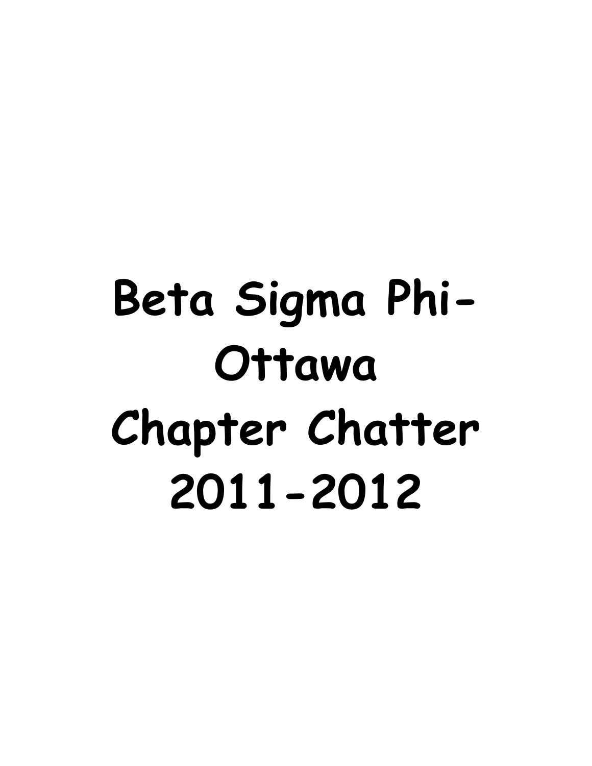# Beta Sigma Phi-
# Ottawa
# Chapter Chatter
# 2011-2012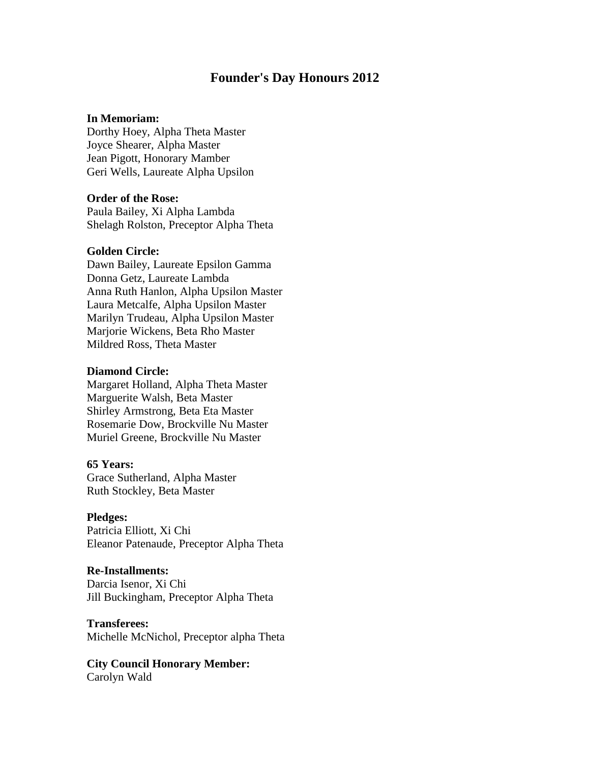# Founder's Day Honours 2012

**In Memoriam:**
Dorthy Hoey, Alpha Theta Master
Joyce Shearer, Alpha Master
Jean Pigott, Honorary Mamber
Geri Wells, Laureate Alpha Upsilon

**Order of the Rose:**
Paula Bailey, Xi Alpha Lambda
Shelagh Rolston, Preceptor Alpha Theta

**Golden Circle:**
Dawn Bailey, Laureate Epsilon Gamma
Donna Getz, Laureate Lambda
Anna Ruth Hanlon, Alpha Upsilon Master
Laura Metcalfe, Alpha Upsilon Master
Marilyn Trudeau, Alpha Upsilon Master
Marjorie Wickens, Beta Rho Master
Mildred Ross, Theta Master

**Diamond Circle:**
Margaret Holland, Alpha Theta Master
Marguerite Walsh, Beta Master
Shirley Armstrong, Beta Eta Master
Rosemarie Dow, Brockville Nu Master
Muriel Greene, Brockville Nu Master

**65 Years:**
Grace Sutherland, Alpha Master
Ruth Stockley, Beta Master

**Pledges:**
Patricia Elliott, Xi Chi
Eleanor Patenaude, Preceptor Alpha Theta

**Re-Installments:**
Darcia Isenor, Xi Chi
Jill Buckingham, Preceptor Alpha Theta

**Transferees:**
Michelle McNichol, Preceptor alpha Theta

**City Council Honorary Member:**
Carolyn Wald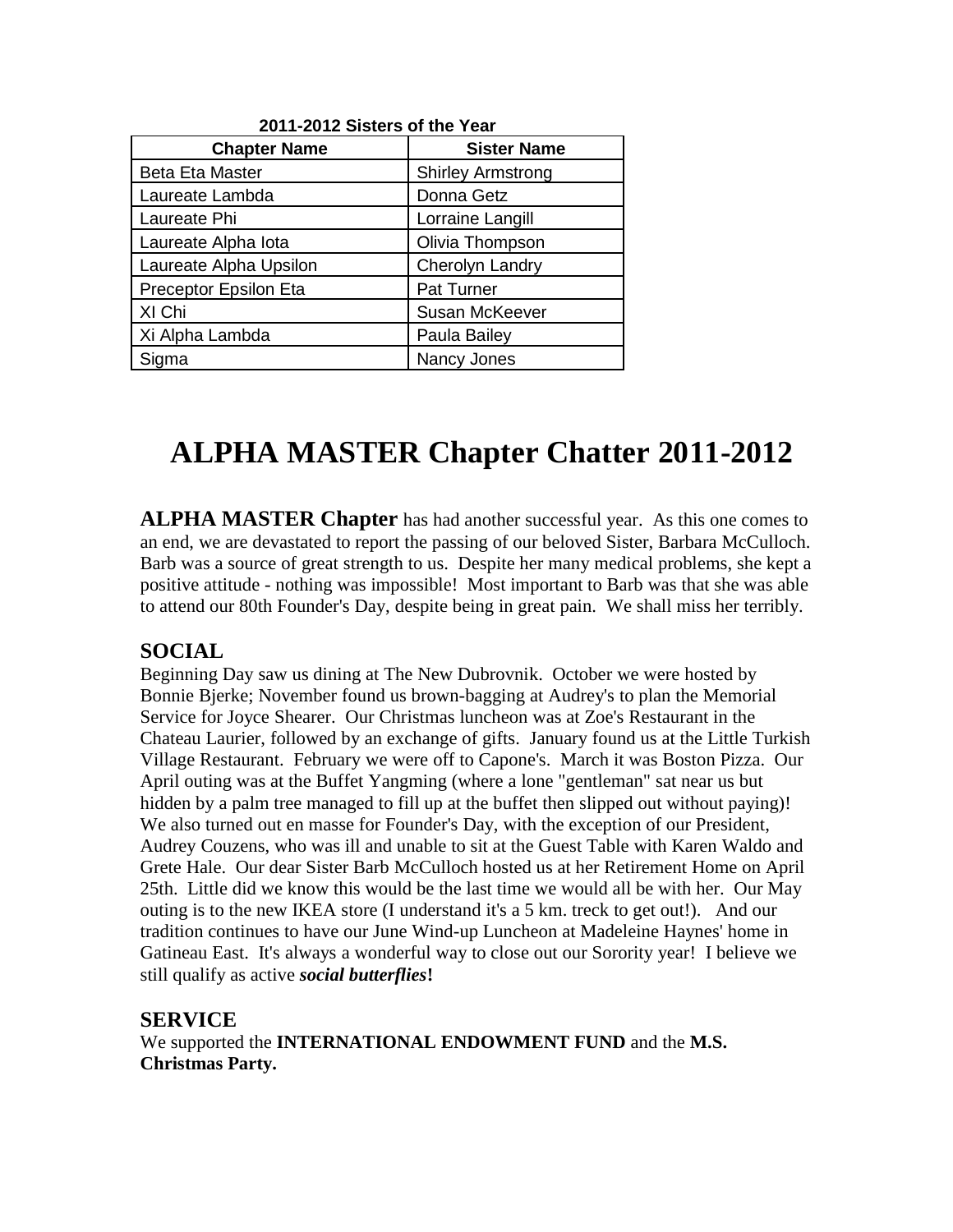**2011-2012 Sisters of the Year**

| Chapter Name | Sister Name |
|---|---|
| Beta Eta Master | Shirley Armstrong |
| Laureate Lambda | Donna Getz |
| Laureate Phi | Lorraine Langill |
| Laureate Alpha Iota | Olivia Thompson |
| Laureate Alpha Upsilon | Cherolyn Landry |
| Preceptor Epsilon Eta | Pat Turner |
| XI Chi | Susan McKeever |
| Xi Alpha Lambda | Paula Bailey |
| Sigma | Nancy Jones |

# ALPHA MASTER Chapter Chatter 2011-2012

**ALPHA MASTER Chapter** has had another successful year. As this one comes to an end, we are devastated to report the passing of our beloved Sister, Barbara McCulloch. Barb was a source of great strength to us. Despite her many medical problems, she kept a positive attitude - nothing was impossible! Most important to Barb was that she was able to attend our 80th Founder's Day, despite being in great pain. We shall miss her terribly.

## SOCIAL

Beginning Day saw us dining at The New Dubrovnik. October we were hosted by Bonnie Bjerke; November found us brown-bagging at Audrey's to plan the Memorial Service for Joyce Shearer. Our Christmas luncheon was at Zoe's Restaurant in the Chateau Laurier, followed by an exchange of gifts. January found us at the Little Turkish Village Restaurant. February we were off to Capone's. March it was Boston Pizza. Our April outing was at the Buffet Yangming (where a lone "gentleman" sat near us but hidden by a palm tree managed to fill up at the buffet then slipped out without paying)! We also turned out en masse for Founder's Day, with the exception of our President, Audrey Couzens, who was ill and unable to sit at the Guest Table with Karen Waldo and Grete Hale. Our dear Sister Barb McCulloch hosted us at her Retirement Home on April 25th. Little did we know this would be the last time we would all be with her. Our May outing is to the new IKEA store (I understand it's a 5 km. treck to get out!). And our tradition continues to have our June Wind-up Luncheon at Madeleine Haynes' home in Gatineau East. It's always a wonderful way to close out our Sorority year! I believe we still qualify as active ***social butterflies*!**

## SERVICE

We supported the **INTERNATIONAL ENDOWMENT FUND** and the **M.S. Christmas Party.**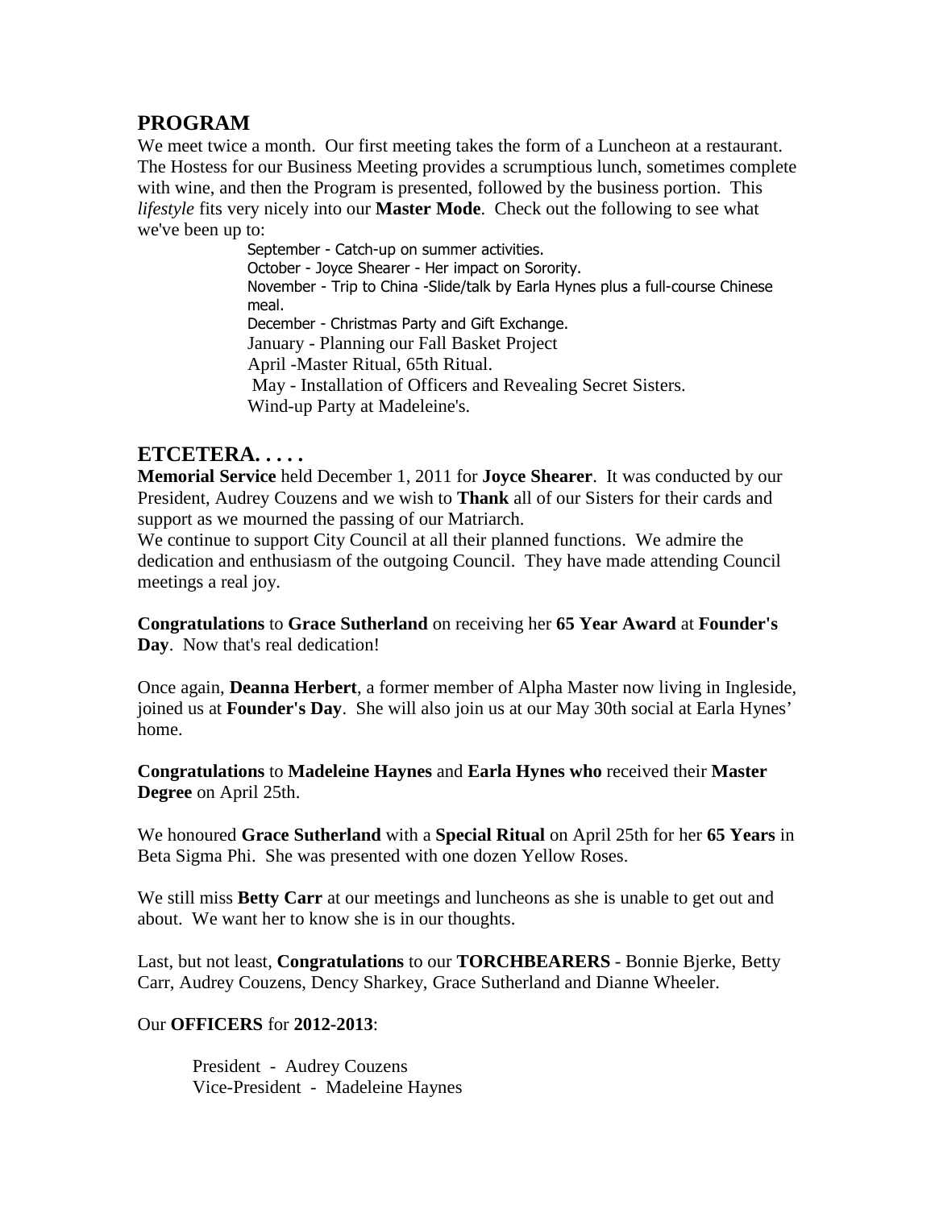## PROGRAM

We meet twice a month. Our first meeting takes the form of a Luncheon at a restaurant. The Hostess for our Business Meeting provides a scrumptious lunch, sometimes complete with wine, and then the Program is presented, followed by the business portion. This *lifestyle* fits very nicely into our **Master Mode**. Check out the following to see what we've been up to:

September - Catch-up on summer activities.
October - Joyce Shearer - Her impact on Sorority.
November - Trip to China -Slide/talk by Earla Hynes plus a full-course Chinese meal.
December - Christmas Party and Gift Exchange.
January - Planning our Fall Basket Project
April -Master Ritual, 65th Ritual.
May - Installation of Officers and Revealing Secret Sisters.
Wind-up Party at Madeleine's.

## ETCETERA. . . . .

**Memorial Service** held December 1, 2011 for **Joyce Shearer**. It was conducted by our President, Audrey Couzens and we wish to **Thank** all of our Sisters for their cards and support as we mourned the passing of our Matriarch.
We continue to support City Council at all their planned functions. We admire the dedication and enthusiasm of the outgoing Council. They have made attending Council meetings a real joy.

**Congratulations** to **Grace Sutherland** on receiving her **65 Year Award** at **Founder's Day**. Now that's real dedication!

Once again, **Deanna Herbert**, a former member of Alpha Master now living in Ingleside, joined us at **Founder's Day**. She will also join us at our May 30th social at Earla Hynes' home.

**Congratulations** to **Madeleine Haynes** and **Earla Hynes who** received their **Master Degree** on April 25th.

We honoured **Grace Sutherland** with a **Special Ritual** on April 25th for her **65 Years** in Beta Sigma Phi. She was presented with one dozen Yellow Roses.

We still miss **Betty Carr** at our meetings and luncheons as she is unable to get out and about. We want her to know she is in our thoughts.

Last, but not least, **Congratulations** to our **TORCHBEARERS** - Bonnie Bjerke, Betty Carr, Audrey Couzens, Dency Sharkey, Grace Sutherland and Dianne Wheeler.

Our **OFFICERS** for **2012-2013**:

President - Audrey Couzens
Vice-President - Madeleine Haynes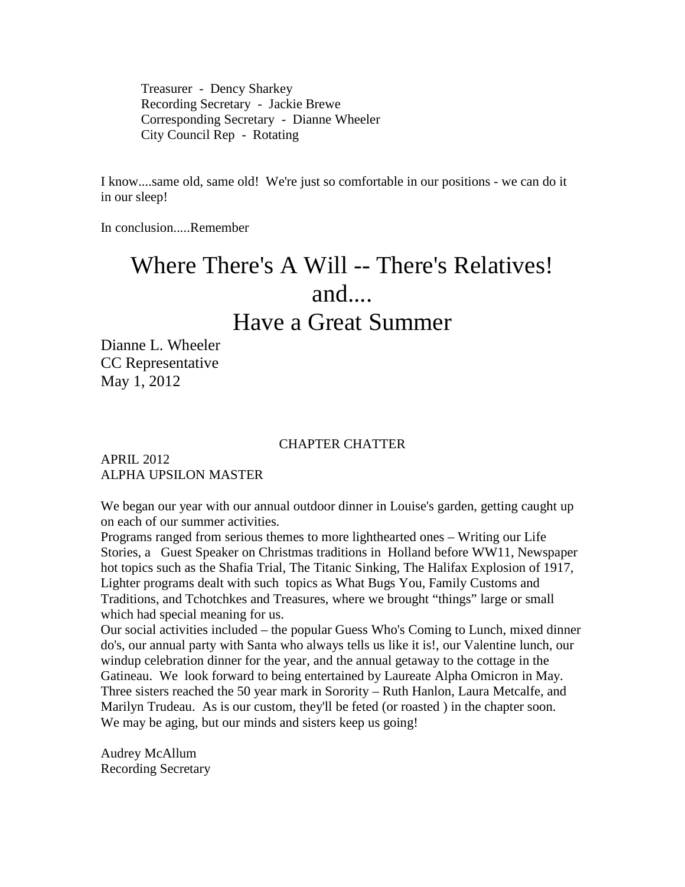Treasurer - Dency Sharkey
Recording Secretary - Jackie Brewe
Corresponding Secretary - Dianne Wheeler
City Council Rep - Rotating

I know....same old, same old! We're just so comfortable in our positions - we can do it in our sleep!

In conclusion.....Remember

# Where There's A Will -- There's Relatives!
# and....
# Have a Great Summer

Dianne L. Wheeler
CC Representative
May 1, 2012

CHAPTER CHATTER

APRIL 2012
ALPHA UPSILON MASTER

We began our year with our annual outdoor dinner in Louise's garden, getting caught up on each of our summer activities.
Programs ranged from serious themes to more lighthearted ones – Writing our Life Stories, a Guest Speaker on Christmas traditions in Holland before WW11, Newspaper hot topics such as the Shafia Trial, The Titanic Sinking, The Halifax Explosion of 1917, Lighter programs dealt with such topics as What Bugs You, Family Customs and Traditions, and Tchotchkes and Treasures, where we brought "things" large or small which had special meaning for us.
Our social activities included – the popular Guess Who's Coming to Lunch, mixed dinner do's, our annual party with Santa who always tells us like it is!, our Valentine lunch, our windup celebration dinner for the year, and the annual getaway to the cottage in the Gatineau. We look forward to being entertained by Laureate Alpha Omicron in May.
Three sisters reached the 50 year mark in Sorority – Ruth Hanlon, Laura Metcalfe, and Marilyn Trudeau. As is our custom, they'll be feted (or roasted ) in the chapter soon.
We may be aging, but our minds and sisters keep us going!

Audrey McAllum
Recording Secretary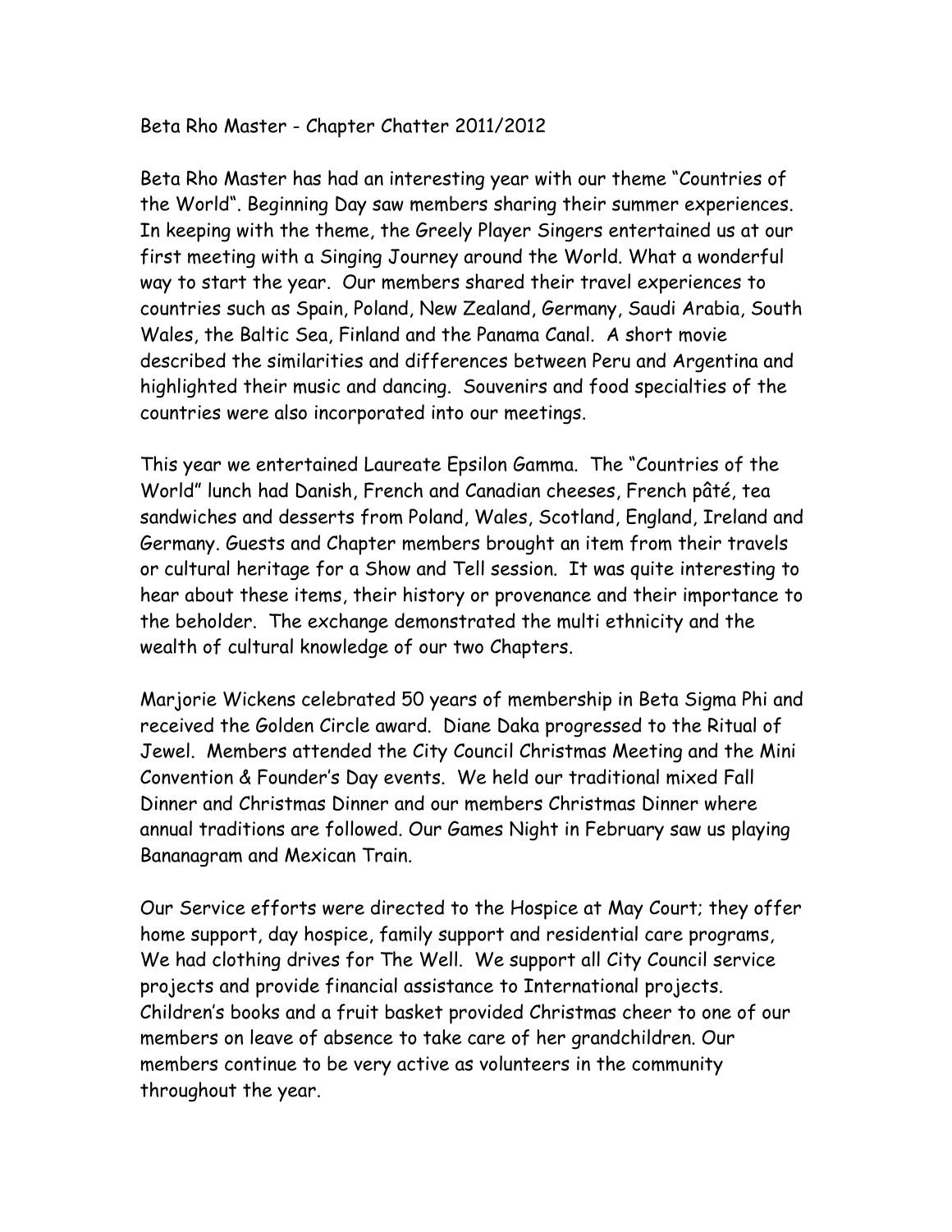Beta Rho Master - Chapter Chatter 2011/2012

Beta Rho Master has had an interesting year with our theme "Countries of the World". Beginning Day saw members sharing their summer experiences. In keeping with the theme, the Greely Player Singers entertained us at our first meeting with a Singing Journey around the World. What a wonderful way to start the year. Our members shared their travel experiences to countries such as Spain, Poland, New Zealand, Germany, Saudi Arabia, South Wales, the Baltic Sea, Finland and the Panama Canal. A short movie described the similarities and differences between Peru and Argentina and highlighted their music and dancing. Souvenirs and food specialties of the countries were also incorporated into our meetings.

This year we entertained Laureate Epsilon Gamma. The "Countries of the World" lunch had Danish, French and Canadian cheeses, French pâté, tea sandwiches and desserts from Poland, Wales, Scotland, England, Ireland and Germany. Guests and Chapter members brought an item from their travels or cultural heritage for a Show and Tell session. It was quite interesting to hear about these items, their history or provenance and their importance to the beholder. The exchange demonstrated the multi ethnicity and the wealth of cultural knowledge of our two Chapters.

Marjorie Wickens celebrated 50 years of membership in Beta Sigma Phi and received the Golden Circle award. Diane Daka progressed to the Ritual of Jewel. Members attended the City Council Christmas Meeting and the Mini Convention & Founder's Day events. We held our traditional mixed Fall Dinner and Christmas Dinner and our members Christmas Dinner where annual traditions are followed. Our Games Night in February saw us playing Bananagram and Mexican Train.

Our Service efforts were directed to the Hospice at May Court; they offer home support, day hospice, family support and residential care programs, We had clothing drives for The Well. We support all City Council service projects and provide financial assistance to International projects. Children's books and a fruit basket provided Christmas cheer to one of our members on leave of absence to take care of her grandchildren. Our members continue to be very active as volunteers in the community throughout the year.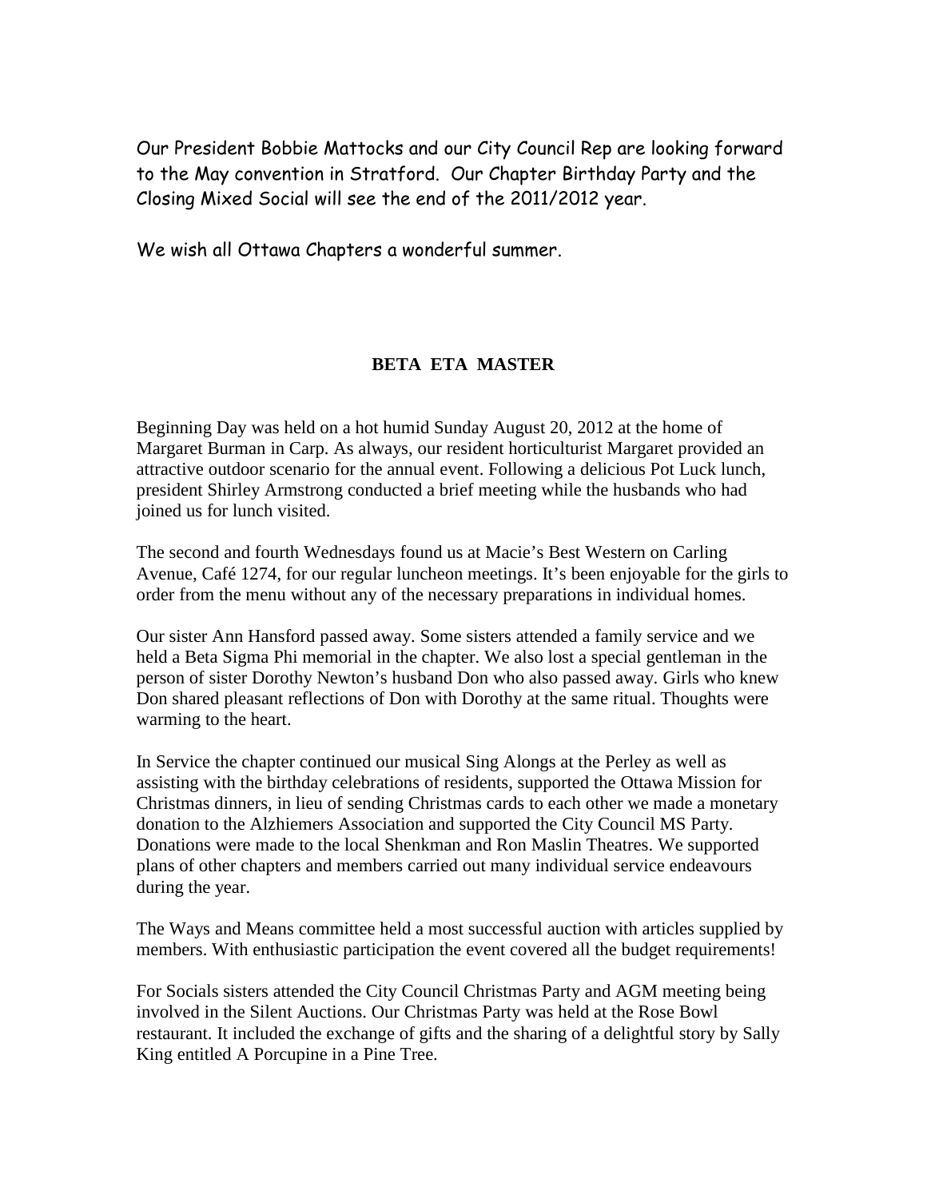Our President Bobbie Mattocks and our City Council Rep are looking forward to the May convention in Stratford. Our Chapter Birthday Party and the Closing Mixed Social will see the end of the 2011/2012 year.

We wish all Ottawa Chapters a wonderful summer.

## BETA ETA MASTER

Beginning Day was held on a hot humid Sunday August 20, 2012 at the home of Margaret Burman in Carp. As always, our resident horticulturist Margaret provided an attractive outdoor scenario for the annual event. Following a delicious Pot Luck lunch, president Shirley Armstrong conducted a brief meeting while the husbands who had joined us for lunch visited.

The second and fourth Wednesdays found us at Macie's Best Western on Carling Avenue, Café 1274, for our regular luncheon meetings. It's been enjoyable for the girls to order from the menu without any of the necessary preparations in individual homes.

Our sister Ann Hansford passed away. Some sisters attended a family service and we held a Beta Sigma Phi memorial in the chapter. We also lost a special gentleman in the person of sister Dorothy Newton's husband Don who also passed away. Girls who knew Don shared pleasant reflections of Don with Dorothy at the same ritual. Thoughts were warming to the heart.

In Service the chapter continued our musical Sing Alongs at the Perley as well as assisting with the birthday celebrations of residents, supported the Ottawa Mission for Christmas dinners, in lieu of sending Christmas cards to each other we made a monetary donation to the Alzhiemers Association and supported the City Council MS Party. Donations were made to the local Shenkman and Ron Maslin Theatres. We supported plans of other chapters and members carried out many individual service endeavours during the year.

The Ways and Means committee held a most successful auction with articles supplied by members. With enthusiastic participation the event covered all the budget requirements!

For Socials sisters attended the City Council Christmas Party and AGM meeting being involved in the Silent Auctions. Our Christmas Party was held at the Rose Bowl restaurant. It included the exchange of gifts and the sharing of a delightful story by Sally King entitled A Porcupine in a Pine Tree.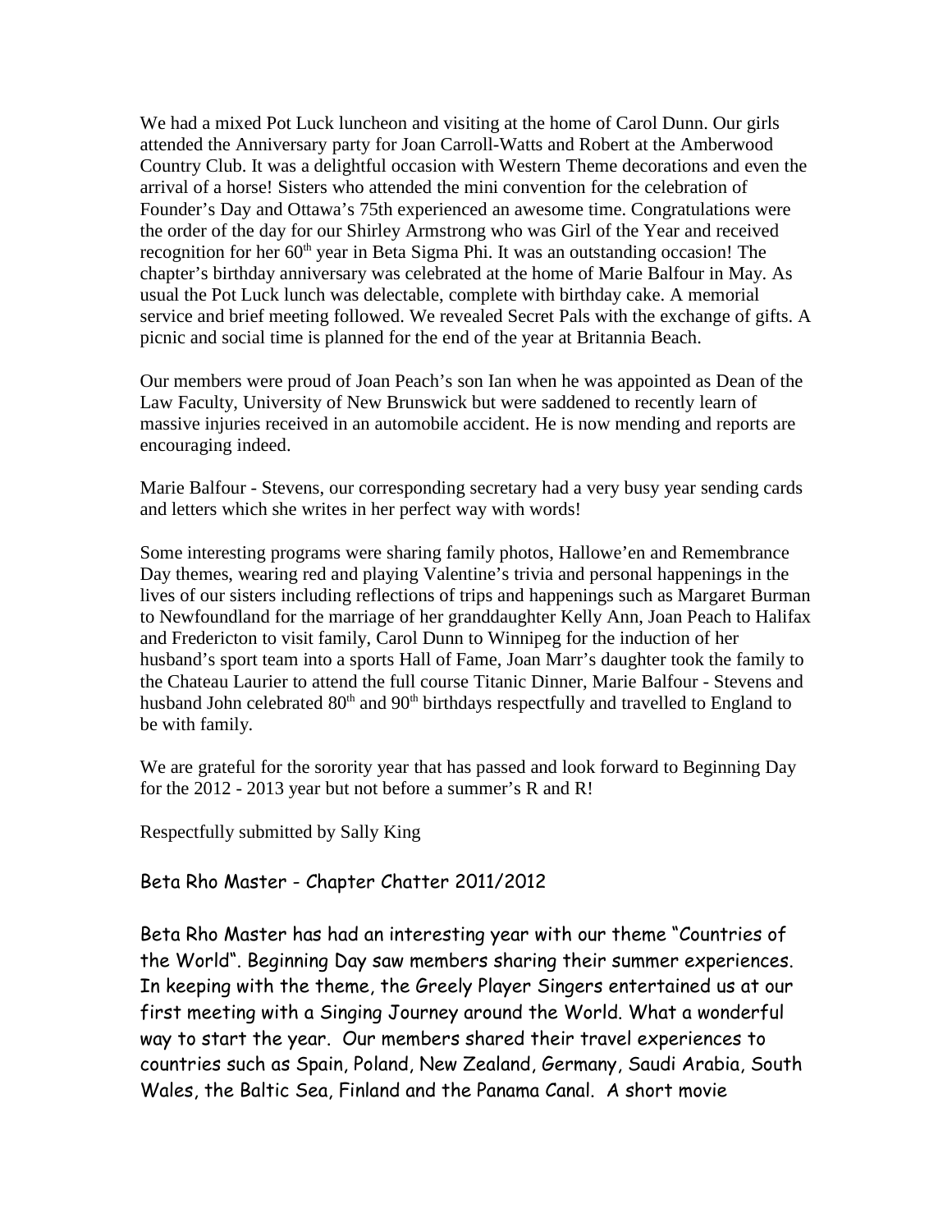We had a mixed Pot Luck luncheon and visiting at the home of Carol Dunn. Our girls attended the Anniversary party for Joan Carroll-Watts and Robert at the Amberwood Country Club. It was a delightful occasion with Western Theme decorations and even the arrival of a horse! Sisters who attended the mini convention for the celebration of Founder's Day and Ottawa's 75th experienced an awesome time. Congratulations were the order of the day for our Shirley Armstrong who was Girl of the Year and received recognition for her $60^{th}$ year in Beta Sigma Phi. It was an outstanding occasion! The chapter's birthday anniversary was celebrated at the home of Marie Balfour in May. As usual the Pot Luck lunch was delectable, complete with birthday cake. A memorial service and brief meeting followed. We revealed Secret Pals with the exchange of gifts. A picnic and social time is planned for the end of the year at Britannia Beach.

Our members were proud of Joan Peach's son Ian when he was appointed as Dean of the Law Faculty, University of New Brunswick but were saddened to recently learn of massive injuries received in an automobile accident. He is now mending and reports are encouraging indeed.

Marie Balfour - Stevens, our corresponding secretary had a very busy year sending cards and letters which she writes in her perfect way with words!

Some interesting programs were sharing family photos, Hallowe'en and Remembrance Day themes, wearing red and playing Valentine's trivia and personal happenings in the lives of our sisters including reflections of trips and happenings such as Margaret Burman to Newfoundland for the marriage of her granddaughter Kelly Ann, Joan Peach to Halifax and Fredericton to visit family, Carol Dunn to Winnipeg for the induction of her husband's sport team into a sports Hall of Fame, Joan Marr's daughter took the family to the Chateau Laurier to attend the full course Titanic Dinner, Marie Balfour - Stevens and husband John celebrated $80^{th}$ and $90^{th}$ birthdays respectfully and travelled to England to be with family.

We are grateful for the sorority year that has passed and look forward to Beginning Day for the 2012 - 2013 year but not before a summer's R and R!

Respectfully submitted by Sally King

## Beta Rho Master - Chapter Chatter 2011/2012

Beta Rho Master has had an interesting year with our theme "Countries of the World". Beginning Day saw members sharing their summer experiences. In keeping with the theme, the Greely Player Singers entertained us at our first meeting with a Singing Journey around the World. What a wonderful way to start the year. Our members shared their travel experiences to countries such as Spain, Poland, New Zealand, Germany, Saudi Arabia, South Wales, the Baltic Sea, Finland and the Panama Canal. A short movie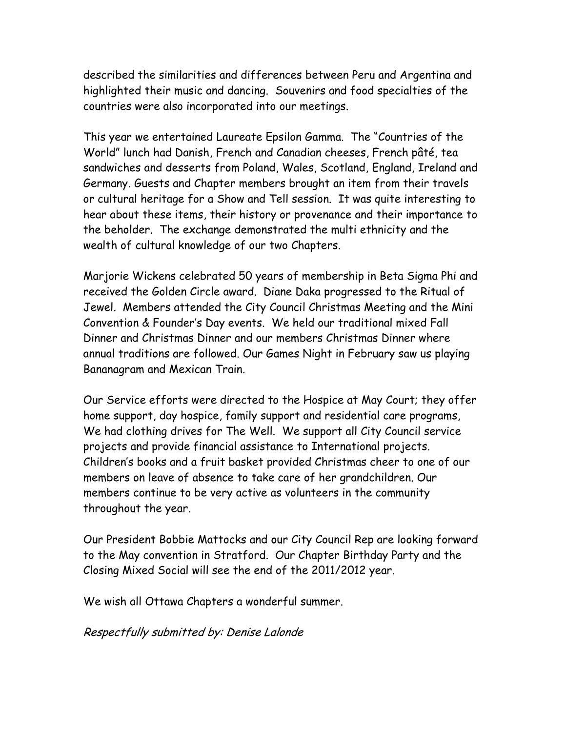described the similarities and differences between Peru and Argentina and highlighted their music and dancing. Souvenirs and food specialties of the countries were also incorporated into our meetings.

This year we entertained Laureate Epsilon Gamma. The "Countries of the World" lunch had Danish, French and Canadian cheeses, French pâté, tea sandwiches and desserts from Poland, Wales, Scotland, England, Ireland and Germany. Guests and Chapter members brought an item from their travels or cultural heritage for a Show and Tell session. It was quite interesting to hear about these items, their history or provenance and their importance to the beholder. The exchange demonstrated the multi ethnicity and the wealth of cultural knowledge of our two Chapters.

Marjorie Wickens celebrated 50 years of membership in Beta Sigma Phi and received the Golden Circle award. Diane Daka progressed to the Ritual of Jewel. Members attended the City Council Christmas Meeting and the Mini Convention & Founder's Day events. We held our traditional mixed Fall Dinner and Christmas Dinner and our members Christmas Dinner where annual traditions are followed. Our Games Night in February saw us playing Bananagram and Mexican Train.

Our Service efforts were directed to the Hospice at May Court; they offer home support, day hospice, family support and residential care programs, We had clothing drives for The Well. We support all City Council service projects and provide financial assistance to International projects. Children's books and a fruit basket provided Christmas cheer to one of our members on leave of absence to take care of her grandchildren. Our members continue to be very active as volunteers in the community throughout the year.

Our President Bobbie Mattocks and our City Council Rep are looking forward to the May convention in Stratford. Our Chapter Birthday Party and the Closing Mixed Social will see the end of the 2011/2012 year.

We wish all Ottawa Chapters a wonderful summer.

*Respectfully submitted by: Denise Lalonde*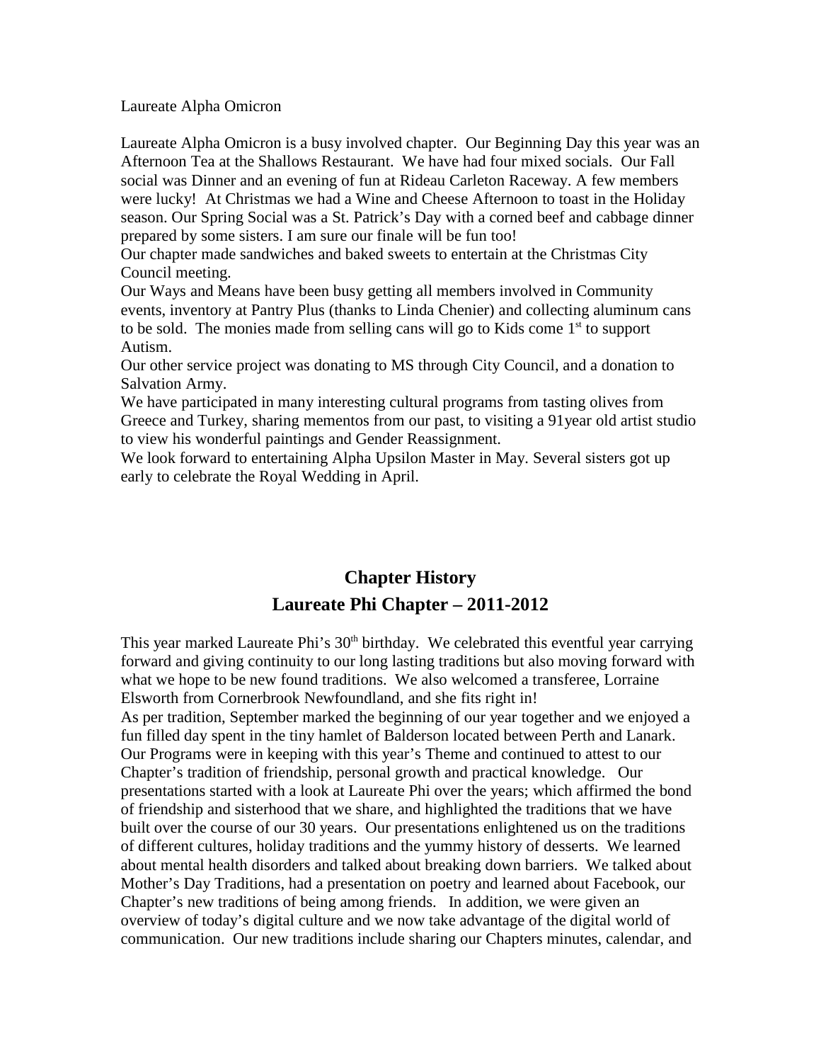Laureate Alpha Omicron

Laureate Alpha Omicron is a busy involved chapter. Our Beginning Day this year was an Afternoon Tea at the Shallows Restaurant. We have had four mixed socials. Our Fall social was Dinner and an evening of fun at Rideau Carleton Raceway. A few members were lucky! At Christmas we had a Wine and Cheese Afternoon to toast in the Holiday season. Our Spring Social was a St. Patrick's Day with a corned beef and cabbage dinner prepared by some sisters. I am sure our finale will be fun too!

Our chapter made sandwiches and baked sweets to entertain at the Christmas City Council meeting.

Our Ways and Means have been busy getting all members involved in Community events, inventory at Pantry Plus (thanks to Linda Chenier) and collecting aluminum cans to be sold. The monies made from selling cans will go to Kids come 1st to support Autism.

Our other service project was donating to MS through City Council, and a donation to Salvation Army.

We have participated in many interesting cultural programs from tasting olives from Greece and Turkey, sharing mementos from our past, to visiting a 91year old artist studio to view his wonderful paintings and Gender Reassignment.

We look forward to entertaining Alpha Upsilon Master in May. Several sisters got up early to celebrate the Royal Wedding in April.

## Chapter History

## Laureate Phi Chapter – 2011-2012

This year marked Laureate Phi's 30th birthday. We celebrated this eventful year carrying forward and giving continuity to our long lasting traditions but also moving forward with what we hope to be new found traditions. We also welcomed a transferee, Lorraine Elsworth from Cornerbrook Newfoundland, and she fits right in!

As per tradition, September marked the beginning of our year together and we enjoyed a fun filled day spent in the tiny hamlet of Balderson located between Perth and Lanark. Our Programs were in keeping with this year's Theme and continued to attest to our Chapter's tradition of friendship, personal growth and practical knowledge. Our presentations started with a look at Laureate Phi over the years; which affirmed the bond of friendship and sisterhood that we share, and highlighted the traditions that we have built over the course of our 30 years. Our presentations enlightened us on the traditions of different cultures, holiday traditions and the yummy history of desserts. We learned about mental health disorders and talked about breaking down barriers. We talked about Mother's Day Traditions, had a presentation on poetry and learned about Facebook, our Chapter's new traditions of being among friends. In addition, we were given an overview of today's digital culture and we now take advantage of the digital world of communication. Our new traditions include sharing our Chapters minutes, calendar, and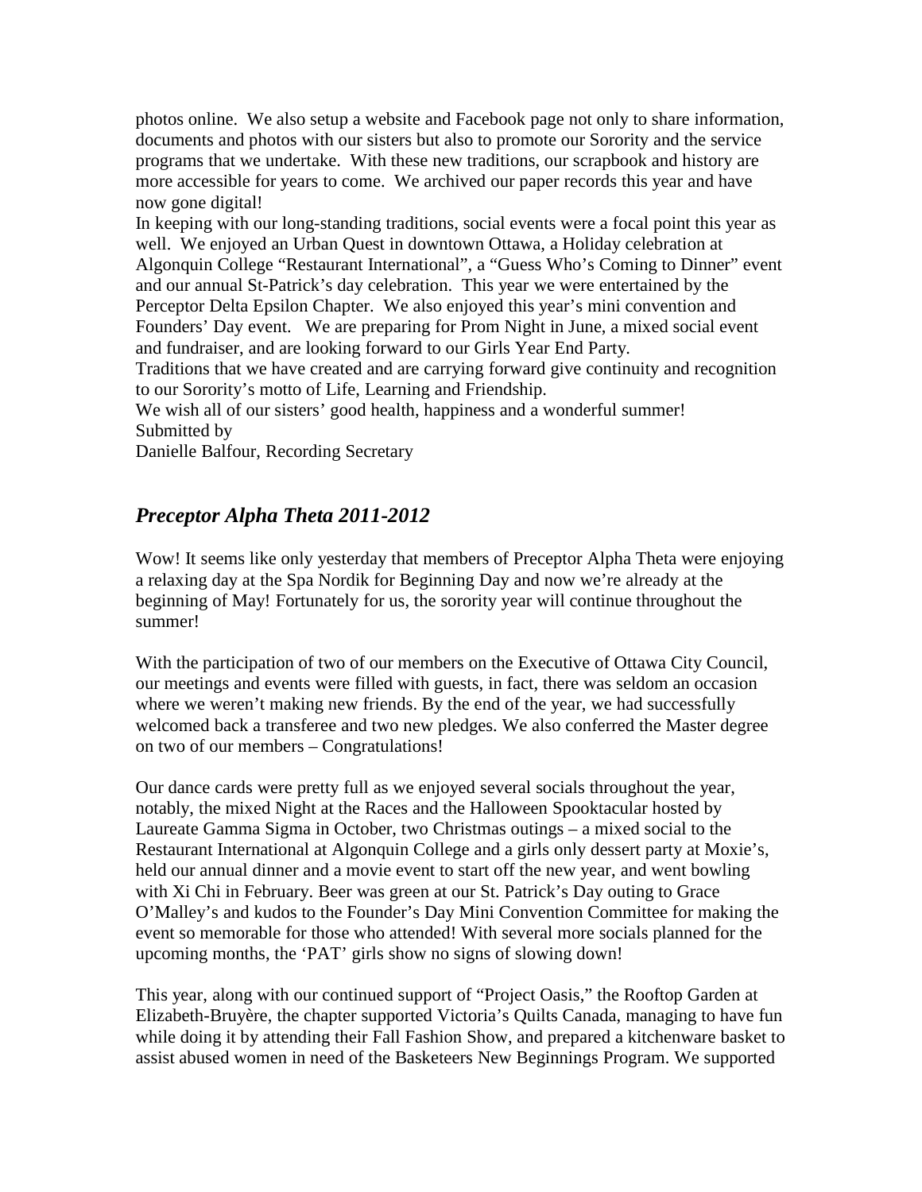photos online. We also setup a website and Facebook page not only to share information, documents and photos with our sisters but also to promote our Sorority and the service programs that we undertake. With these new traditions, our scrapbook and history are more accessible for years to come. We archived our paper records this year and have now gone digital!

In keeping with our long-standing traditions, social events were a focal point this year as well. We enjoyed an Urban Quest in downtown Ottawa, a Holiday celebration at Algonquin College "Restaurant International", a "Guess Who's Coming to Dinner" event and our annual St-Patrick's day celebration. This year we were entertained by the Perceptor Delta Epsilon Chapter. We also enjoyed this year's mini convention and Founders' Day event. We are preparing for Prom Night in June, a mixed social event and fundraiser, and are looking forward to our Girls Year End Party.

Traditions that we have created and are carrying forward give continuity and recognition to our Sorority's motto of Life, Learning and Friendship.

We wish all of our sisters' good health, happiness and a wonderful summer!

Submitted by

Danielle Balfour, Recording Secretary

## *Preceptor Alpha Theta 2011-2012*

Wow! It seems like only yesterday that members of Preceptor Alpha Theta were enjoying a relaxing day at the Spa Nordik for Beginning Day and now we're already at the beginning of May! Fortunately for us, the sorority year will continue throughout the summer!

With the participation of two of our members on the Executive of Ottawa City Council, our meetings and events were filled with guests, in fact, there was seldom an occasion where we weren't making new friends. By the end of the year, we had successfully welcomed back a transferee and two new pledges. We also conferred the Master degree on two of our members – Congratulations!

Our dance cards were pretty full as we enjoyed several socials throughout the year, notably, the mixed Night at the Races and the Halloween Spooktacular hosted by Laureate Gamma Sigma in October, two Christmas outings – a mixed social to the Restaurant International at Algonquin College and a girls only dessert party at Moxie's, held our annual dinner and a movie event to start off the new year, and went bowling with Xi Chi in February. Beer was green at our St. Patrick's Day outing to Grace O'Malley's and kudos to the Founder's Day Mini Convention Committee for making the event so memorable for those who attended! With several more socials planned for the upcoming months, the 'PAT' girls show no signs of slowing down!

This year, along with our continued support of "Project Oasis," the Rooftop Garden at Elizabeth-Bruyère, the chapter supported Victoria's Quilts Canada, managing to have fun while doing it by attending their Fall Fashion Show, and prepared a kitchenware basket to assist abused women in need of the Basketeers New Beginnings Program. We supported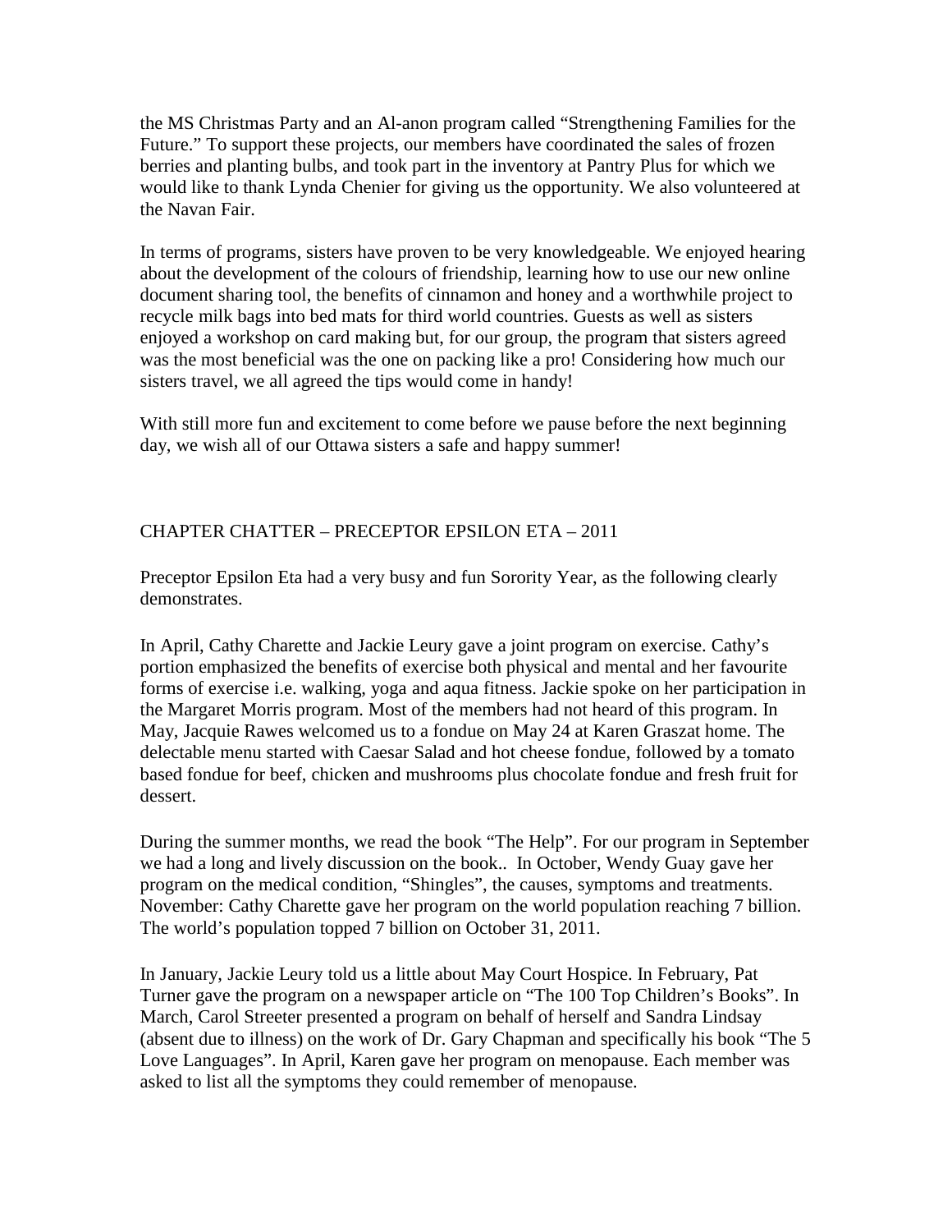the MS Christmas Party and an Al-anon program called "Strengthening Families for the Future." To support these projects, our members have coordinated the sales of frozen berries and planting bulbs, and took part in the inventory at Pantry Plus for which we would like to thank Lynda Chenier for giving us the opportunity. We also volunteered at the Navan Fair.

In terms of programs, sisters have proven to be very knowledgeable. We enjoyed hearing about the development of the colours of friendship, learning how to use our new online document sharing tool, the benefits of cinnamon and honey and a worthwhile project to recycle milk bags into bed mats for third world countries. Guests as well as sisters enjoyed a workshop on card making but, for our group, the program that sisters agreed was the most beneficial was the one on packing like a pro! Considering how much our sisters travel, we all agreed the tips would come in handy!

With still more fun and excitement to come before we pause before the next beginning day, we wish all of our Ottawa sisters a safe and happy summer!

## CHAPTER CHATTER – PRECEPTOR EPSILON ETA – 2011

Preceptor Epsilon Eta had a very busy and fun Sorority Year, as the following clearly demonstrates.

In April, Cathy Charette and Jackie Leury gave a joint program on exercise. Cathy's portion emphasized the benefits of exercise both physical and mental and her favourite forms of exercise i.e. walking, yoga and aqua fitness. Jackie spoke on her participation in the Margaret Morris program. Most of the members had not heard of this program. In May, Jacquie Rawes welcomed us to a fondue on May 24 at Karen Graszat home. The delectable menu started with Caesar Salad and hot cheese fondue, followed by a tomato based fondue for beef, chicken and mushrooms plus chocolate fondue and fresh fruit for dessert.

During the summer months, we read the book "The Help". For our program in September we had a long and lively discussion on the book.. In October, Wendy Guay gave her program on the medical condition, "Shingles", the causes, symptoms and treatments. November: Cathy Charette gave her program on the world population reaching 7 billion. The world's population topped 7 billion on October 31, 2011.

In January, Jackie Leury told us a little about May Court Hospice. In February, Pat Turner gave the program on a newspaper article on "The 100 Top Children's Books". In March, Carol Streeter presented a program on behalf of herself and Sandra Lindsay (absent due to illness) on the work of Dr. Gary Chapman and specifically his book "The 5 Love Languages". In April, Karen gave her program on menopause. Each member was asked to list all the symptoms they could remember of menopause.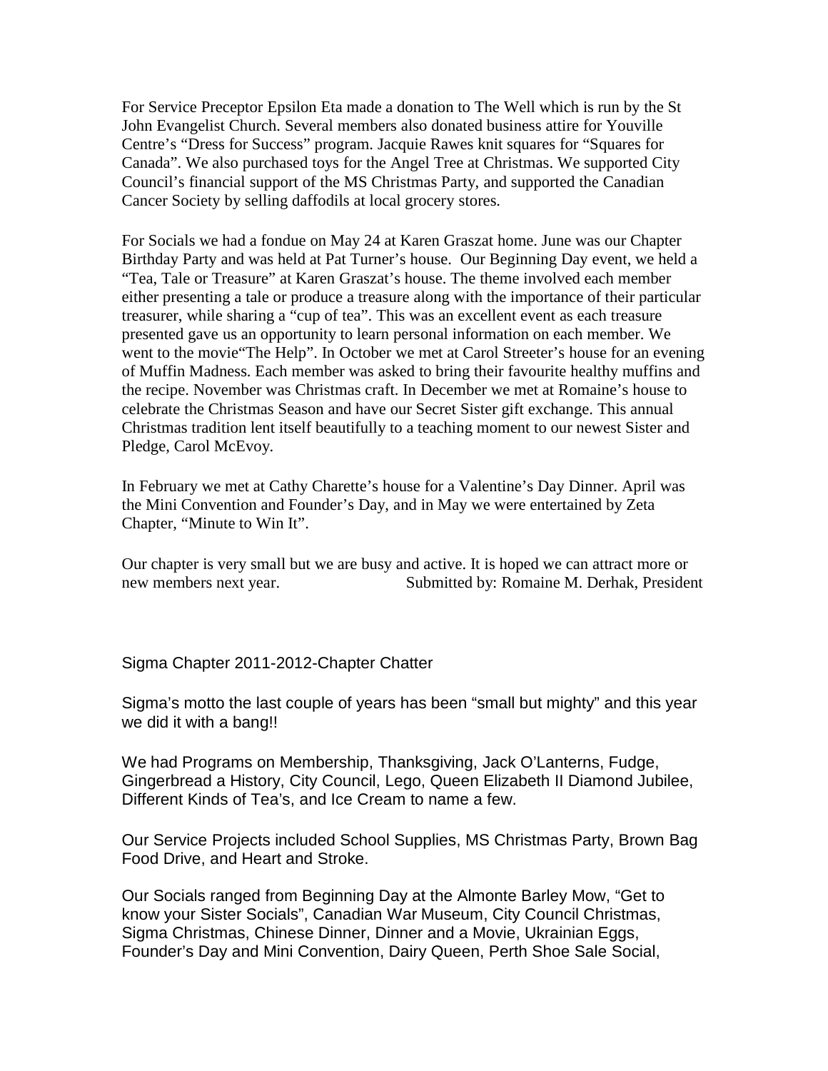For Service Preceptor Epsilon Eta made a donation to The Well which is run by the St John Evangelist Church. Several members also donated business attire for Youville Centre's "Dress for Success" program. Jacquie Rawes knit squares for "Squares for Canada". We also purchased toys for the Angel Tree at Christmas. We supported City Council's financial support of the MS Christmas Party, and supported the Canadian Cancer Society by selling daffodils at local grocery stores.

For Socials we had a fondue on May 24 at Karen Graszat home. June was our Chapter Birthday Party and was held at Pat Turner's house. Our Beginning Day event, we held a "Tea, Tale or Treasure" at Karen Graszat's house. The theme involved each member either presenting a tale or produce a treasure along with the importance of their particular treasurer, while sharing a "cup of tea". This was an excellent event as each treasure presented gave us an opportunity to learn personal information on each member. We went to the movie"The Help". In October we met at Carol Streeter's house for an evening of Muffin Madness. Each member was asked to bring their favourite healthy muffins and the recipe. November was Christmas craft. In December we met at Romaine's house to celebrate the Christmas Season and have our Secret Sister gift exchange. This annual Christmas tradition lent itself beautifully to a teaching moment to our newest Sister and Pledge, Carol McEvoy.

In February we met at Cathy Charette's house for a Valentine's Day Dinner. April was the Mini Convention and Founder's Day, and in May we were entertained by Zeta Chapter, "Minute to Win It".

Our chapter is very small but we are busy and active. It is hoped we can attract more or new members next year. Submitted by: Romaine M. Derhak, President

Sigma Chapter 2011-2012-Chapter Chatter

Sigma's motto the last couple of years has been "small but mighty" and this year we did it with a bang!!

We had Programs on Membership, Thanksgiving, Jack O'Lanterns, Fudge, Gingerbread a History, City Council, Lego, Queen Elizabeth II Diamond Jubilee, Different Kinds of Tea's, and Ice Cream to name a few.

Our Service Projects included School Supplies, MS Christmas Party, Brown Bag Food Drive, and Heart and Stroke.

Our Socials ranged from Beginning Day at the Almonte Barley Mow, "Get to know your Sister Socials", Canadian War Museum, City Council Christmas, Sigma Christmas, Chinese Dinner, Dinner and a Movie, Ukrainian Eggs, Founder's Day and Mini Convention, Dairy Queen, Perth Shoe Sale Social,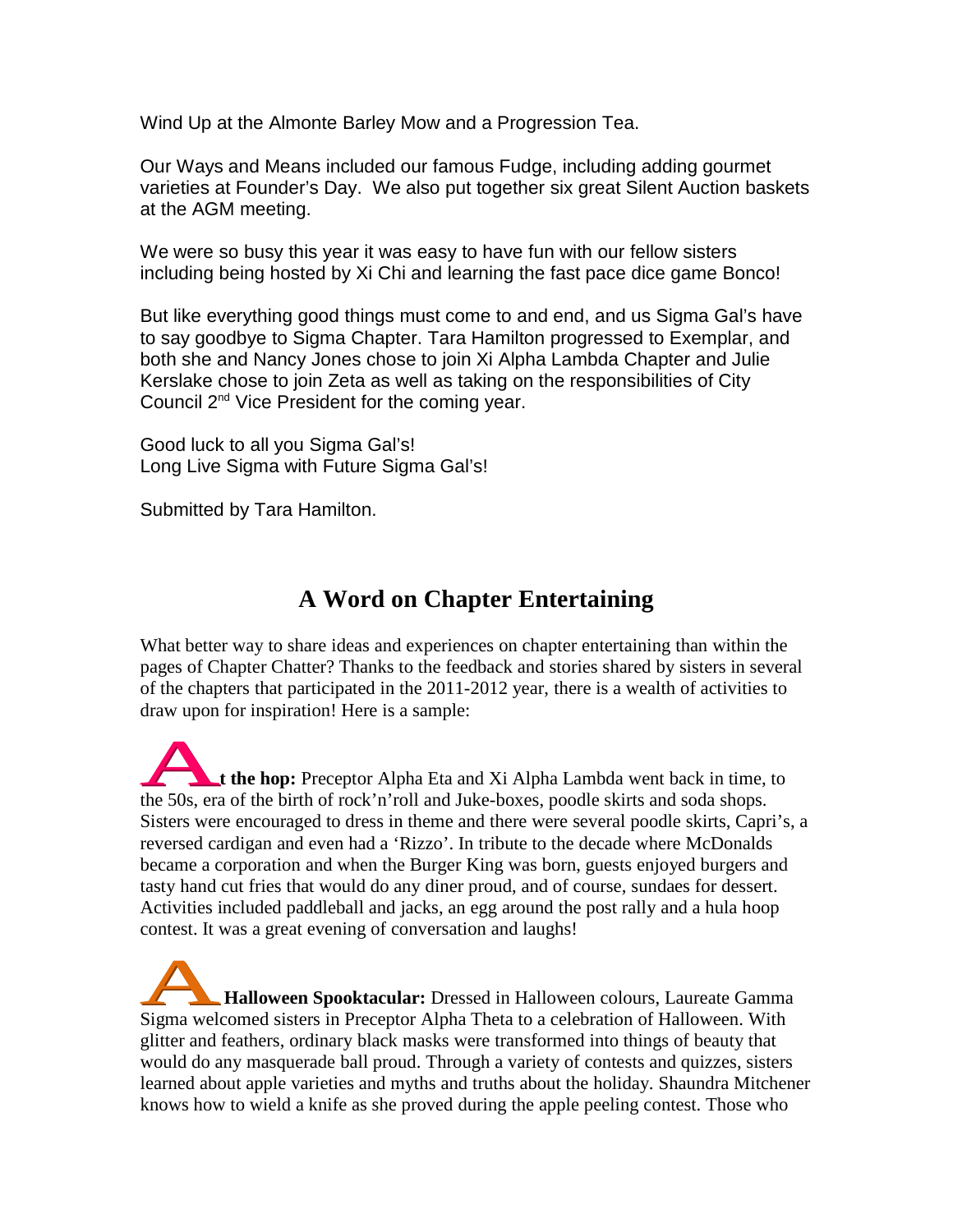Wind Up at the Almonte Barley Mow and a Progression Tea.

Our Ways and Means included our famous Fudge, including adding gourmet varieties at Founder's Day. We also put together six great Silent Auction baskets at the AGM meeting.

We were so busy this year it was easy to have fun with our fellow sisters including being hosted by Xi Chi and learning the fast pace dice game Bonco!

But like everything good things must come to and end, and us Sigma Gal's have to say goodbye to Sigma Chapter. Tara Hamilton progressed to Exemplar, and both she and Nancy Jones chose to join Xi Alpha Lambda Chapter and Julie Kerslake chose to join Zeta as well as taking on the responsibilities of City Council 2nd Vice President for the coming year.

Good luck to all you Sigma Gal's!
Long Live Sigma with Future Sigma Gal's!

Submitted by Tara Hamilton.

## A Word on Chapter Entertaining

What better way to share ideas and experiences on chapter entertaining than within the pages of Chapter Chatter? Thanks to the feedback and stories shared by sisters in several of the chapters that participated in the 2011-2012 year, there is a wealth of activities to draw upon for inspiration! Here is a sample:

**At the hop:** Preceptor Alpha Eta and Xi Alpha Lambda went back in time, to the 50s, era of the birth of rock'n'roll and Juke-boxes, poodle skirts and soda shops. Sisters were encouraged to dress in theme and there were several poodle skirts, Capri's, a reversed cardigan and even had a 'Rizzo'. In tribute to the decade where McDonalds became a corporation and when the Burger King was born, guests enjoyed burgers and tasty hand cut fries that would do any diner proud, and of course, sundaes for dessert. Activities included paddleball and jacks, an egg around the post rally and a hula hoop contest. It was a great evening of conversation and laughs!

**A Halloween Spooktacular:** Dressed in Halloween colours, Laureate Gamma Sigma welcomed sisters in Preceptor Alpha Theta to a celebration of Halloween. With glitter and feathers, ordinary black masks were transformed into things of beauty that would do any masquerade ball proud. Through a variety of contests and quizzes, sisters learned about apple varieties and myths and truths about the holiday. Shaundra Mitchener knows how to wield a knife as she proved during the apple peeling contest. Those who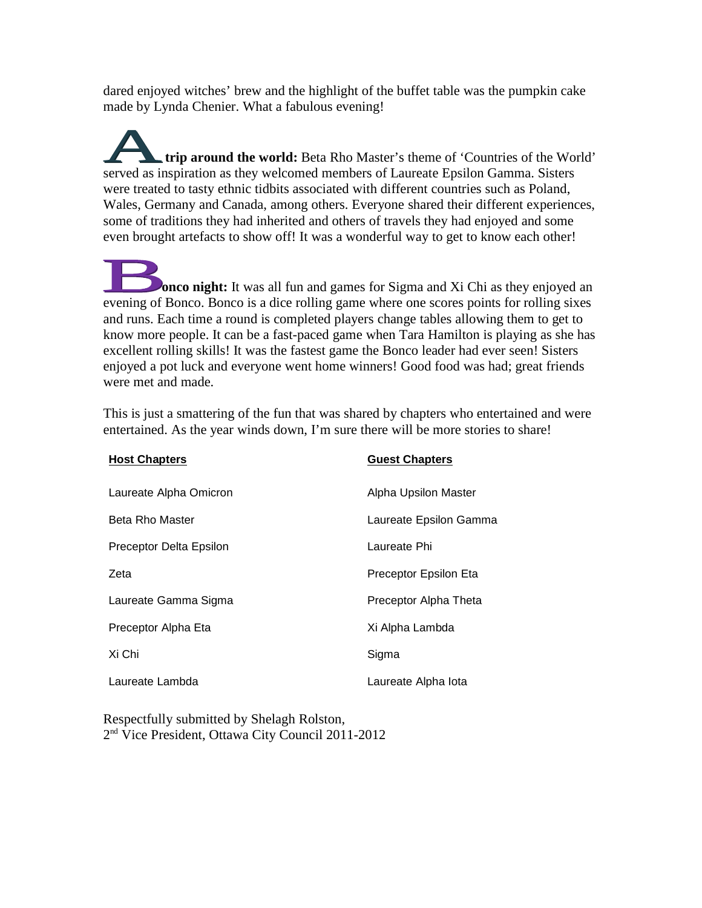dared enjoyed witches' brew and the highlight of the buffet table was the pumpkin cake made by Lynda Chenier. What a fabulous evening!

**A trip around the world:** Beta Rho Master's theme of 'Countries of the World' served as inspiration as they welcomed members of Laureate Epsilon Gamma. Sisters were treated to tasty ethnic tidbits associated with different countries such as Poland, Wales, Germany and Canada, among others. Everyone shared their different experiences, some of traditions they had inherited and others of travels they had enjoyed and some even brought artefacts to show off! It was a wonderful way to get to know each other!

**Bonco night:** It was all fun and games for Sigma and Xi Chi as they enjoyed an evening of Bonco. Bonco is a dice rolling game where one scores points for rolling sixes and runs. Each time a round is completed players change tables allowing them to get to know more people. It can be a fast-paced game when Tara Hamilton is playing as she has excellent rolling skills! It was the fastest game the Bonco leader had ever seen! Sisters enjoyed a pot luck and everyone went home winners! Good food was had; great friends were met and made.

This is just a smattering of the fun that was shared by chapters who entertained and were entertained. As the year winds down, I'm sure there will be more stories to share!

| Host Chapters | Guest Chapters |
|---|---|
| Laureate Alpha Omicron | Alpha Upsilon Master |
| Beta Rho Master | Laureate Epsilon Gamma |
| Preceptor Delta Epsilon | Laureate Phi |
| Zeta | Preceptor Epsilon Eta |
| Laureate Gamma Sigma | Preceptor Alpha Theta |
| Preceptor Alpha Eta | Xi Alpha Lambda |
| Xi Chi | Sigma |
| Laureate Lambda | Laureate Alpha Iota |

Respectfully submitted by Shelagh Rolston,
2nd Vice President, Ottawa City Council 2011-2012